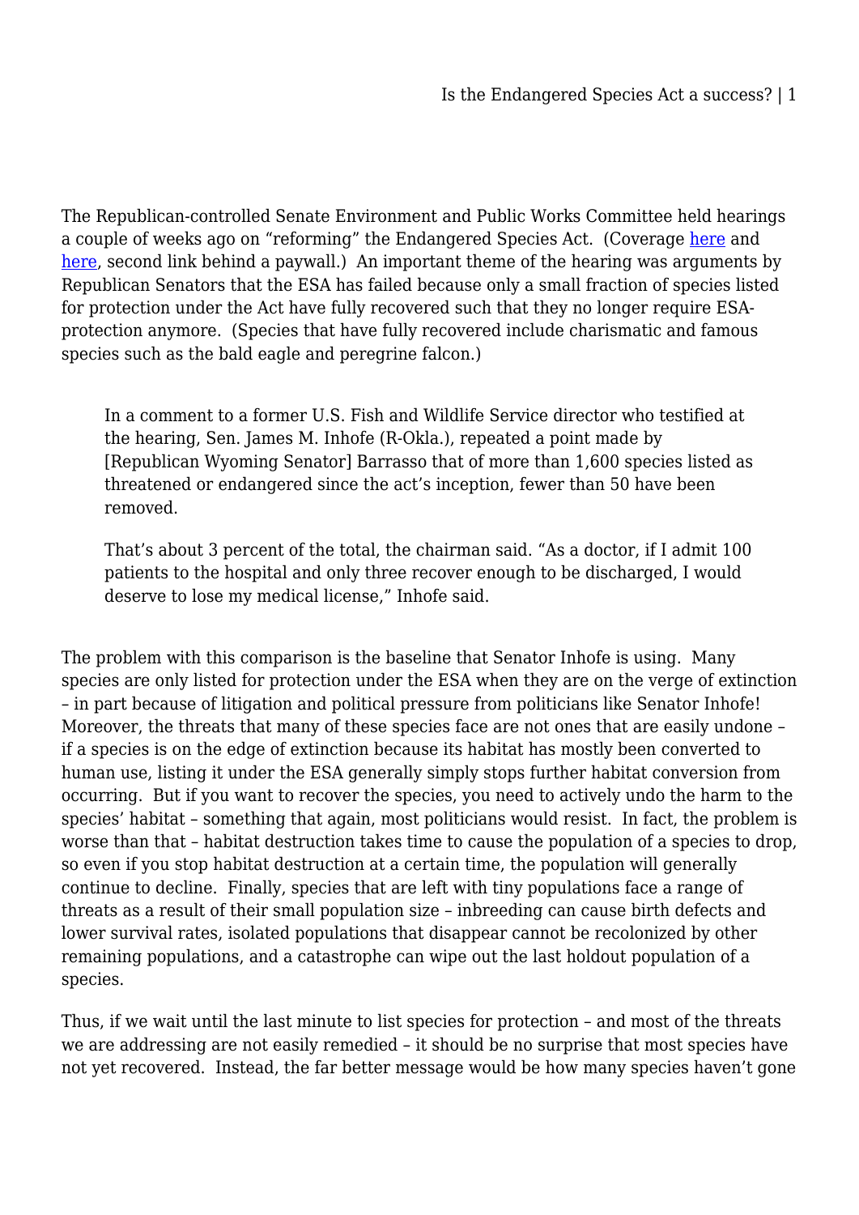The Republican-controlled Senate Environment and Public Works Committee held hearings a couple of weeks ago on "reforming" the Endangered Species Act. (Coverage [here] and [here], second link behind a paywall.) An important theme of the hearing was arguments by Republican Senators that the ESA has failed because only a small fraction of species listed for protection under the Act have fully recovered such that they no longer require ESA-protection anymore. (Species that have fully recovered include charismatic and famous species such as the bald eagle and peregrine falcon.)

> In a comment to a former U.S. Fish and Wildlife Service director who testified at the hearing, Sen. James M. Inhofe (R-Okla.), repeated a point made by [Republican Wyoming Senator] Barrasso that of more than 1,600 species listed as threatened or endangered since the act's inception, fewer than 50 have been removed.
>
> That's about 3 percent of the total, the chairman said. "As a doctor, if I admit 100 patients to the hospital and only three recover enough to be discharged, I would deserve to lose my medical license," Inhofe said.

The problem with this comparison is the baseline that Senator Inhofe is using. Many species are only listed for protection under the ESA when they are on the verge of extinction – in part because of litigation and political pressure from politicians like Senator Inhofe! Moreover, the threats that many of these species face are not ones that are easily undone – if a species is on the edge of extinction because its habitat has mostly been converted to human use, listing it under the ESA generally simply stops further habitat conversion from occurring. But if you want to recover the species, you need to actively undo the harm to the species' habitat – something that again, most politicians would resist. In fact, the problem is worse than that – habitat destruction takes time to cause the population of a species to drop, so even if you stop habitat destruction at a certain time, the population will generally continue to decline. Finally, species that are left with tiny populations face a range of threats as a result of their small population size – inbreeding can cause birth defects and lower survival rates, isolated populations that disappear cannot be recolonized by other remaining populations, and a catastrophe can wipe out the last holdout population of a species.

Thus, if we wait until the last minute to list species for protection – and most of the threats we are addressing are not easily remedied – it should be no surprise that most species have not yet recovered. Instead, the far better message would be how many species haven't gone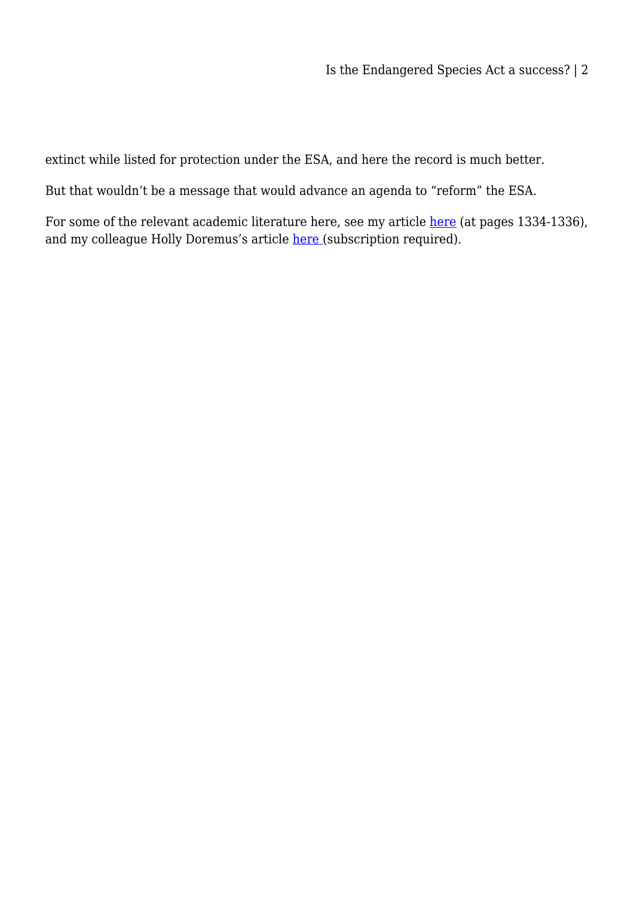extinct while listed for protection under the ESA, and here the record is much better.

But that wouldn't be a message that would advance an agenda to "reform" the ESA.

For some of the relevant academic literature here, see my article here (at pages 1334-1336), and my colleague Holly Doremus's article here (subscription required).